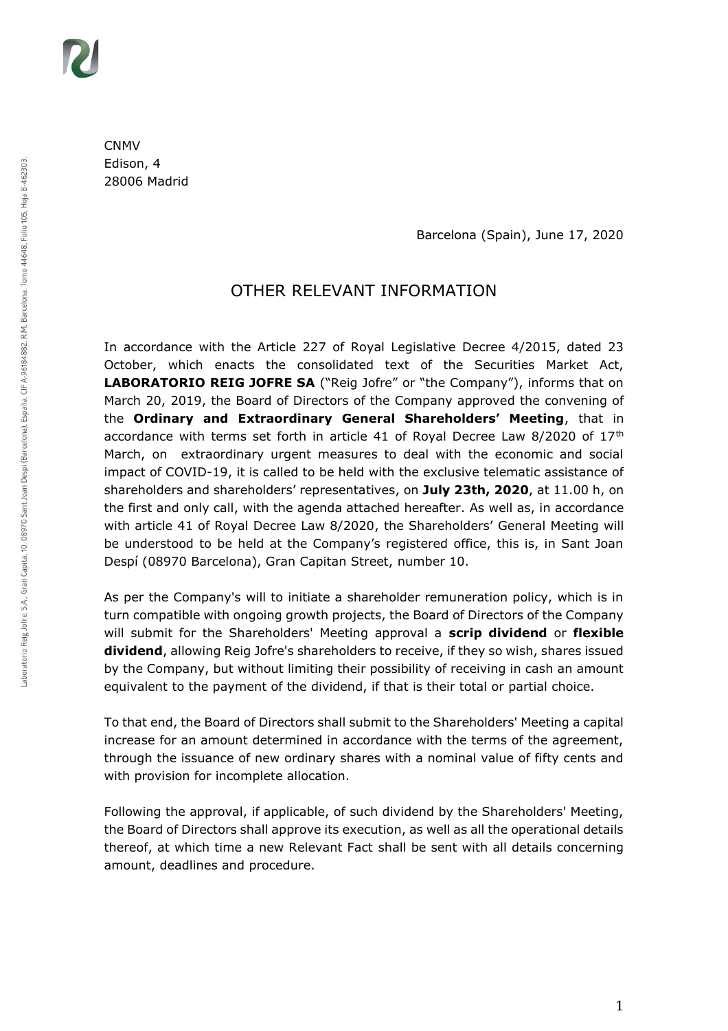CNMV
Edison, 4
28006 Madrid

Barcelona (Spain), June 17, 2020

# OTHER RELEVANT INFORMATION

In accordance with the Article 227 of Royal Legislative Decree 4/2015, dated 23 October, which enacts the consolidated text of the Securities Market Act, **LABORATORIO REIG JOFRE SA** ("Reig Jofre" or "the Company"), informs that on March 20, 2019, the Board of Directors of the Company approved the convening of the **Ordinary and Extraordinary General Shareholders' Meeting**, that in accordance with terms set forth in article 41 of Royal Decree Law 8/2020 of 17th March, on extraordinary urgent measures to deal with the economic and social impact of COVID-19, it is called to be held with the exclusive telematic assistance of shareholders and shareholders' representatives, on **July 23th, 2020**, at 11.00 h, on the first and only call, with the agenda attached hereafter. As well as, in accordance with article 41 of Royal Decree Law 8/2020, the Shareholders' General Meeting will be understood to be held at the Company's registered office, this is, in Sant Joan Despí (08970 Barcelona), Gran Capitan Street, number 10.

As per the Company's will to initiate a shareholder remuneration policy, which is in turn compatible with ongoing growth projects, the Board of Directors of the Company will submit for the Shareholders' Meeting approval a **scrip dividend** or **flexible dividend**, allowing Reig Jofre's shareholders to receive, if they so wish, shares issued by the Company, but without limiting their possibility of receiving in cash an amount equivalent to the payment of the dividend, if that is their total or partial choice.

To that end, the Board of Directors shall submit to the Shareholders' Meeting a capital increase for an amount determined in accordance with the terms of the agreement, through the issuance of new ordinary shares with a nominal value of fifty cents and with provision for incomplete allocation.

Following the approval, if applicable, of such dividend by the Shareholders' Meeting, the Board of Directors shall approve its execution, as well as all the operational details thereof, at which time a new Relevant Fact shall be sent with all details concerning amount, deadlines and procedure.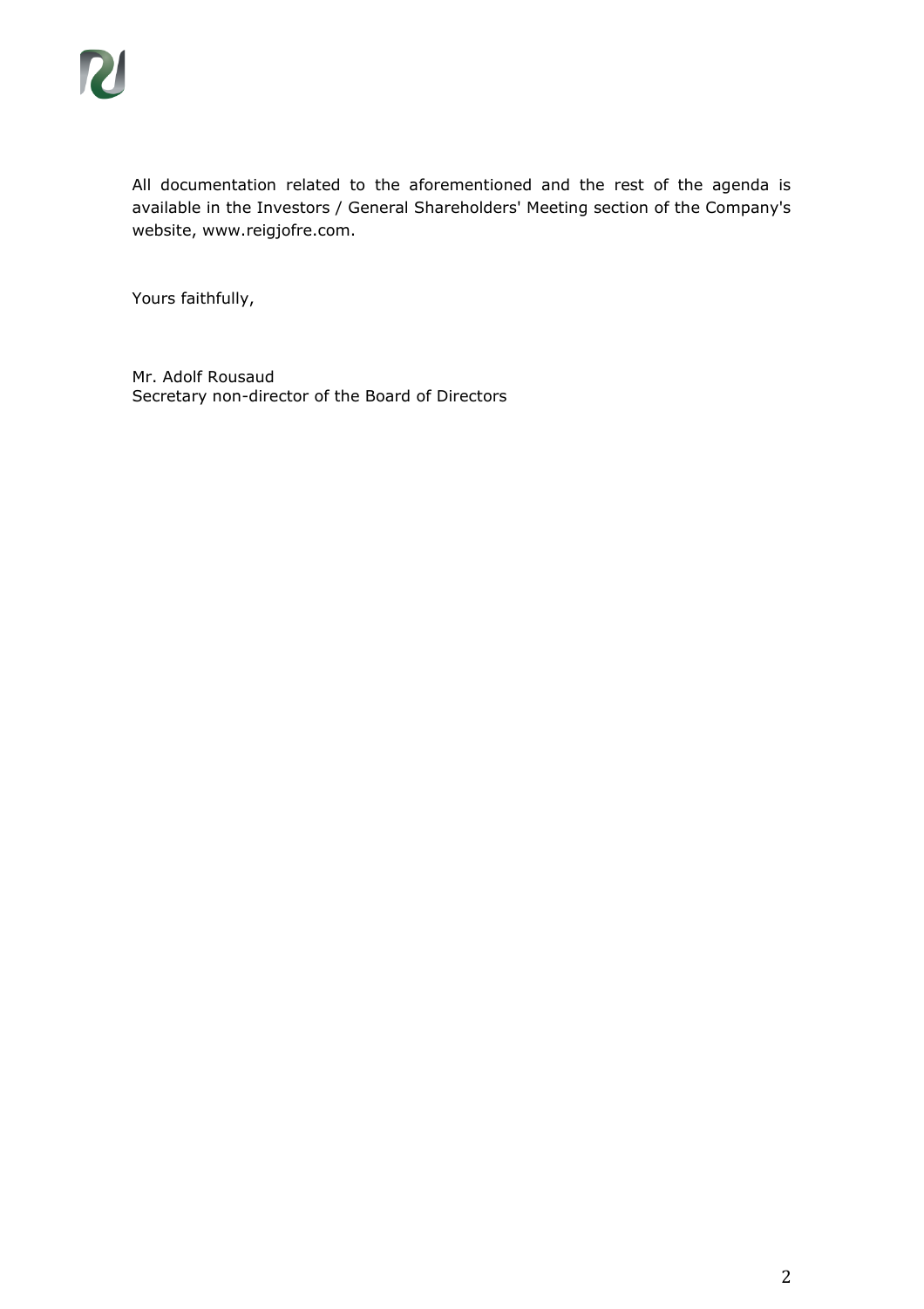All documentation related to the aforementioned and the rest of the agenda is available in the Investors / General Shareholders' Meeting section of the Company's website, www.reigjofre.com.

Yours faithfully,

Mr. Adolf Rousaud
Secretary non-director of the Board of Directors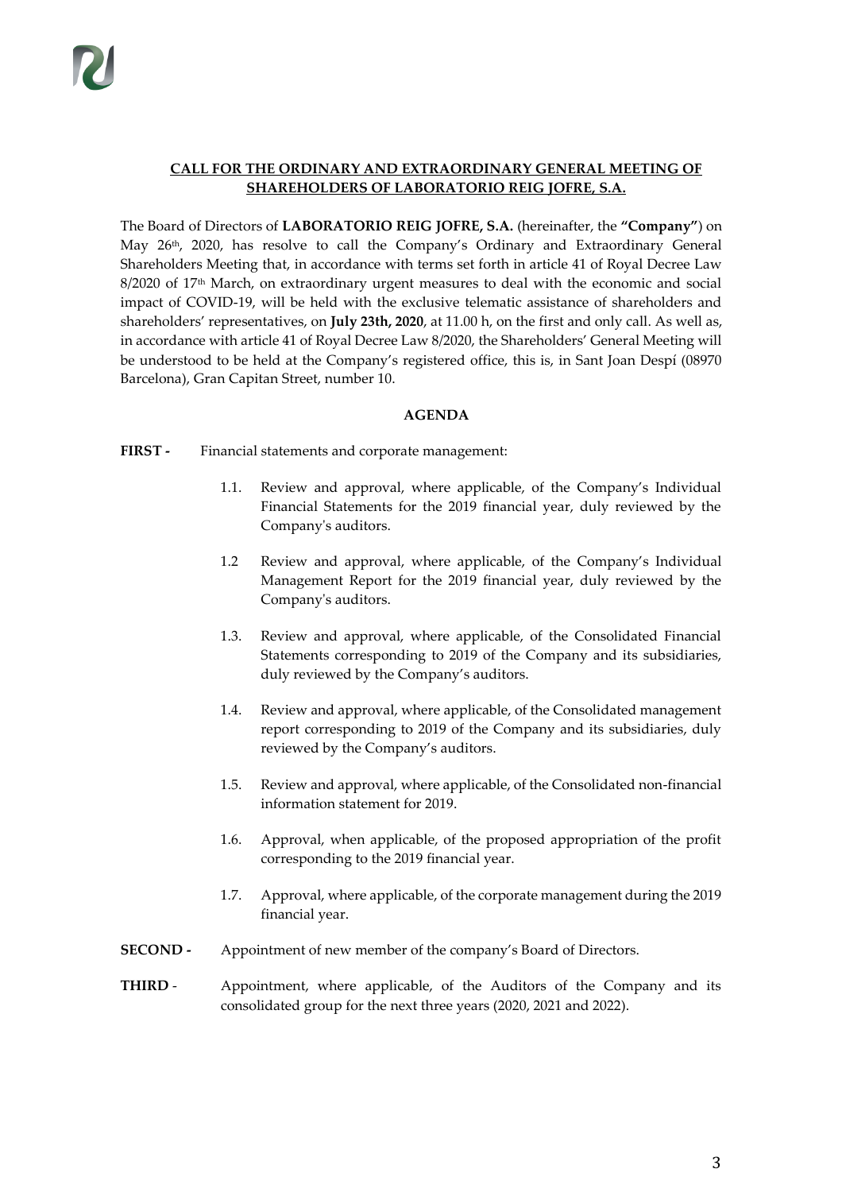**<u>CALL FOR THE ORDINARY AND EXTRAORDINARY GENERAL MEETING OF SHAREHOLDERS OF LABORATORIO REIG JOFRE, S.A.</u>**

The Board of Directors of **LABORATORIO REIG JOFRE, S.A.** (hereinafter, the **"Company"**) on May 26th, 2020, has resolve to call the Company's Ordinary and Extraordinary General Shareholders Meeting that, in accordance with terms set forth in article 41 of Royal Decree Law 8/2020 of 17th March, on extraordinary urgent measures to deal with the economic and social impact of COVID-19, will be held with the exclusive telematic assistance of shareholders and shareholders' representatives, on **July 23th, 2020**, at 11.00 h, on the first and only call. As well as, in accordance with article 41 of Royal Decree Law 8/2020, the Shareholders' General Meeting will be understood to be held at the Company's registered office, this is, in Sant Joan Despí (08970 Barcelona), Gran Capitan Street, number 10.

**AGENDA**

**FIRST -** Financial statements and corporate management:

1.1. Review and approval, where applicable, of the Company's Individual Financial Statements for the 2019 financial year, duly reviewed by the Company's auditors.

1.2 Review and approval, where applicable, of the Company's Individual Management Report for the 2019 financial year, duly reviewed by the Company's auditors.

1.3. Review and approval, where applicable, of the Consolidated Financial Statements corresponding to 2019 of the Company and its subsidiaries, duly reviewed by the Company's auditors.

1.4. Review and approval, where applicable, of the Consolidated management report corresponding to 2019 of the Company and its subsidiaries, duly reviewed by the Company's auditors.

1.5. Review and approval, where applicable, of the Consolidated non-financial information statement for 2019.

1.6. Approval, when applicable, of the proposed appropriation of the profit corresponding to the 2019 financial year.

1.7. Approval, where applicable, of the corporate management during the 2019 financial year.

**SECOND -** Appointment of new member of the company's Board of Directors.

**THIRD** - Appointment, where applicable, of the Auditors of the Company and its consolidated group for the next three years (2020, 2021 and 2022).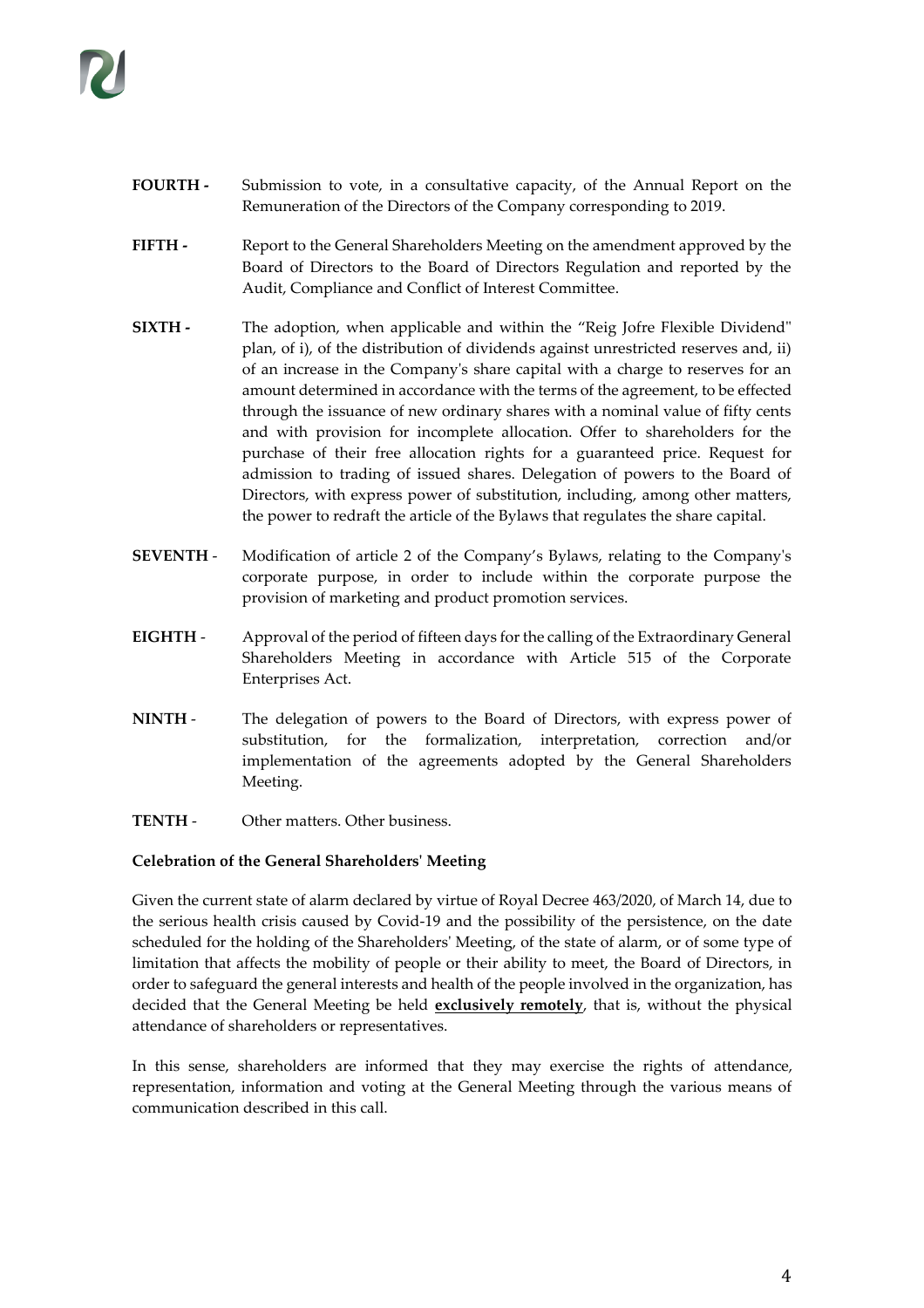**FOURTH -** Submission to vote, in a consultative capacity, of the Annual Report on the Remuneration of the Directors of the Company corresponding to 2019.

**FIFTH -** Report to the General Shareholders Meeting on the amendment approved by the Board of Directors to the Board of Directors Regulation and reported by the Audit, Compliance and Conflict of Interest Committee.

**SIXTH -** The adoption, when applicable and within the "Reig Jofre Flexible Dividend" plan, of i), of the distribution of dividends against unrestricted reserves and, ii) of an increase in the Company's share capital with a charge to reserves for an amount determined in accordance with the terms of the agreement, to be effected through the issuance of new ordinary shares with a nominal value of fifty cents and with provision for incomplete allocation. Offer to shareholders for the purchase of their free allocation rights for a guaranteed price. Request for admission to trading of issued shares. Delegation of powers to the Board of Directors, with express power of substitution, including, among other matters, the power to redraft the article of the Bylaws that regulates the share capital.

**SEVENTH** - Modification of article 2 of the Company's Bylaws, relating to the Company's corporate purpose, in order to include within the corporate purpose the provision of marketing and product promotion services.

**EIGHTH** - Approval of the period of fifteen days for the calling of the Extraordinary General Shareholders Meeting in accordance with Article 515 of the Corporate Enterprises Act.

**NINTH** - The delegation of powers to the Board of Directors, with express power of substitution, for the formalization, interpretation, correction and/or implementation of the agreements adopted by the General Shareholders Meeting.

**TENTH** - Other matters. Other business.

**Celebration of the General Shareholders' Meeting**

Given the current state of alarm declared by virtue of Royal Decree 463/2020, of March 14, due to the serious health crisis caused by Covid-19 and the possibility of the persistence, on the date scheduled for the holding of the Shareholders' Meeting, of the state of alarm, or of some type of limitation that affects the mobility of people or their ability to meet, the Board of Directors, in order to safeguard the general interests and health of the people involved in the organization, has decided that the General Meeting be held **exclusively remotely**, that is, without the physical attendance of shareholders or representatives.

In this sense, shareholders are informed that they may exercise the rights of attendance, representation, information and voting at the General Meeting through the various means of communication described in this call.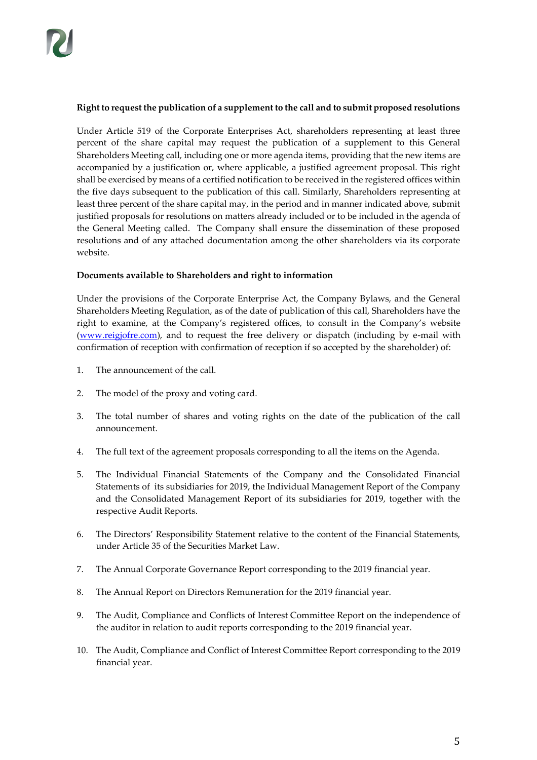**Right to request the publication of a supplement to the call and to submit proposed resolutions**

Under Article 519 of the Corporate Enterprises Act, shareholders representing at least three percent of the share capital may request the publication of a supplement to this General Shareholders Meeting call, including one or more agenda items, providing that the new items are accompanied by a justification or, where applicable, a justified agreement proposal. This right shall be exercised by means of a certified notification to be received in the registered offices within the five days subsequent to the publication of this call. Similarly, Shareholders representing at least three percent of the share capital may, in the period and in manner indicated above, submit justified proposals for resolutions on matters already included or to be included in the agenda of the General Meeting called. The Company shall ensure the dissemination of these proposed resolutions and of any attached documentation among the other shareholders via its corporate website.

**Documents available to Shareholders and right to information**

Under the provisions of the Corporate Enterprise Act, the Company Bylaws, and the General Shareholders Meeting Regulation, as of the date of publication of this call, Shareholders have the right to examine, at the Company's registered offices, to consult in the Company's website ([www.reigjofre.com](www.reigjofre.com)), and to request the free delivery or dispatch (including by e-mail with confirmation of reception with confirmation of reception if so accepted by the shareholder) of:

1. The announcement of the call.
2. The model of the proxy and voting card.
3. The total number of shares and voting rights on the date of the publication of the call announcement.
4. The full text of the agreement proposals corresponding to all the items on the Agenda.
5. The Individual Financial Statements of the Company and the Consolidated Financial Statements of its subsidiaries for 2019, the Individual Management Report of the Company and the Consolidated Management Report of its subsidiaries for 2019, together with the respective Audit Reports.
6. The Directors' Responsibility Statement relative to the content of the Financial Statements, under Article 35 of the Securities Market Law.
7. The Annual Corporate Governance Report corresponding to the 2019 financial year.
8. The Annual Report on Directors Remuneration for the 2019 financial year.
9. The Audit, Compliance and Conflicts of Interest Committee Report on the independence of the auditor in relation to audit reports corresponding to the 2019 financial year.
10. The Audit, Compliance and Conflict of Interest Committee Report corresponding to the 2019 financial year.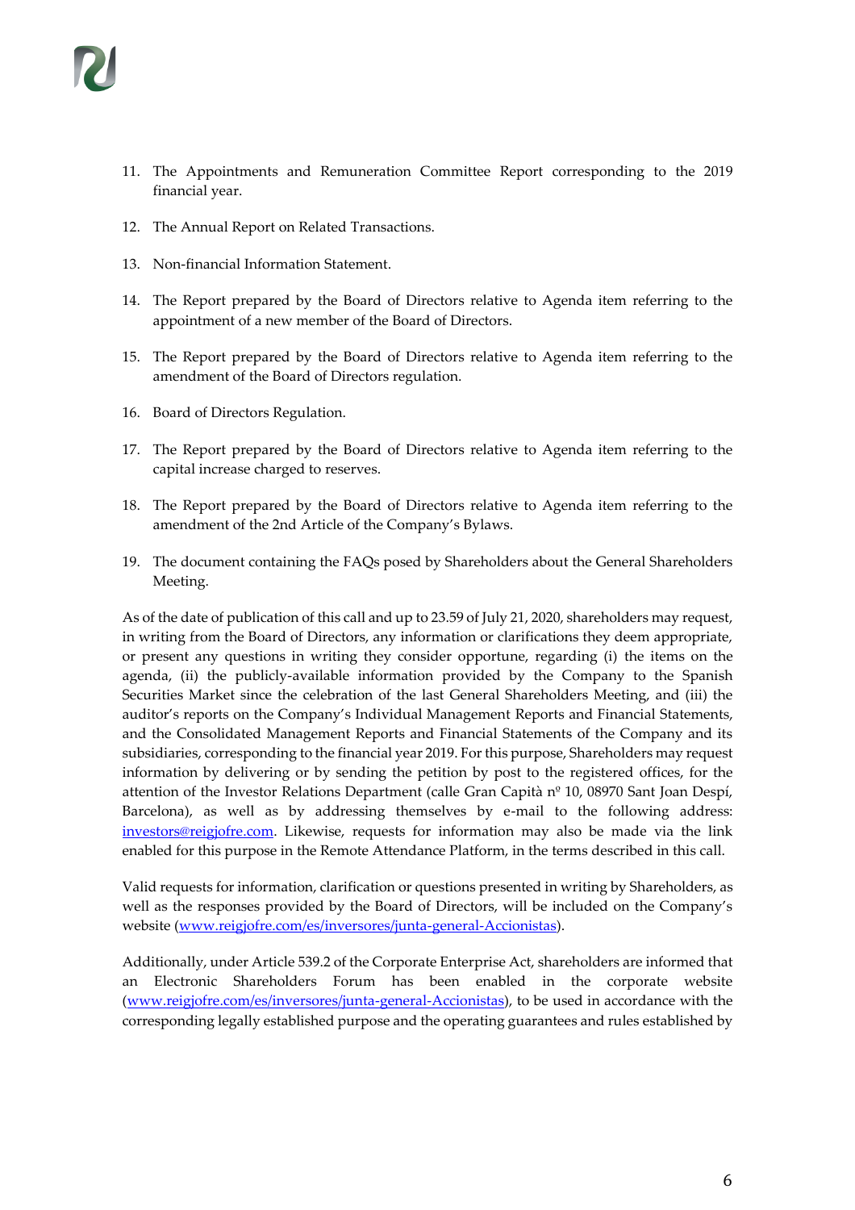11. The Appointments and Remuneration Committee Report corresponding to the 2019 financial year.

12. The Annual Report on Related Transactions.

13. Non-financial Information Statement.

14. The Report prepared by the Board of Directors relative to Agenda item referring to the appointment of a new member of the Board of Directors.

15. The Report prepared by the Board of Directors relative to Agenda item referring to the amendment of the Board of Directors regulation.

16. Board of Directors Regulation.

17. The Report prepared by the Board of Directors relative to Agenda item referring to the capital increase charged to reserves.

18. The Report prepared by the Board of Directors relative to Agenda item referring to the amendment of the 2nd Article of the Company's Bylaws.

19. The document containing the FAQs posed by Shareholders about the General Shareholders Meeting.

As of the date of publication of this call and up to 23.59 of July 21, 2020, shareholders may request, in writing from the Board of Directors, any information or clarifications they deem appropriate, or present any questions in writing they consider opportune, regarding (i) the items on the agenda, (ii) the publicly-available information provided by the Company to the Spanish Securities Market since the celebration of the last General Shareholders Meeting, and (iii) the auditor's reports on the Company's Individual Management Reports and Financial Statements, and the Consolidated Management Reports and Financial Statements of the Company and its subsidiaries, corresponding to the financial year 2019. For this purpose, Shareholders may request information by delivering or by sending the petition by post to the registered offices, for the attention of the Investor Relations Department (calle Gran Capità nº 10, 08970 Sant Joan Despí, Barcelona), as well as by addressing themselves by e-mail to the following address: investors@reigjofre.com. Likewise, requests for information may also be made via the link enabled for this purpose in the Remote Attendance Platform, in the terms described in this call.

Valid requests for information, clarification or questions presented in writing by Shareholders, as well as the responses provided by the Board of Directors, will be included on the Company's website (www.reigjofre.com/es/inversores/junta-general-Accionistas).

Additionally, under Article 539.2 of the Corporate Enterprise Act, shareholders are informed that an Electronic Shareholders Forum has been enabled in the corporate website (www.reigjofre.com/es/inversores/junta-general-Accionistas), to be used in accordance with the corresponding legally established purpose and the operating guarantees and rules established by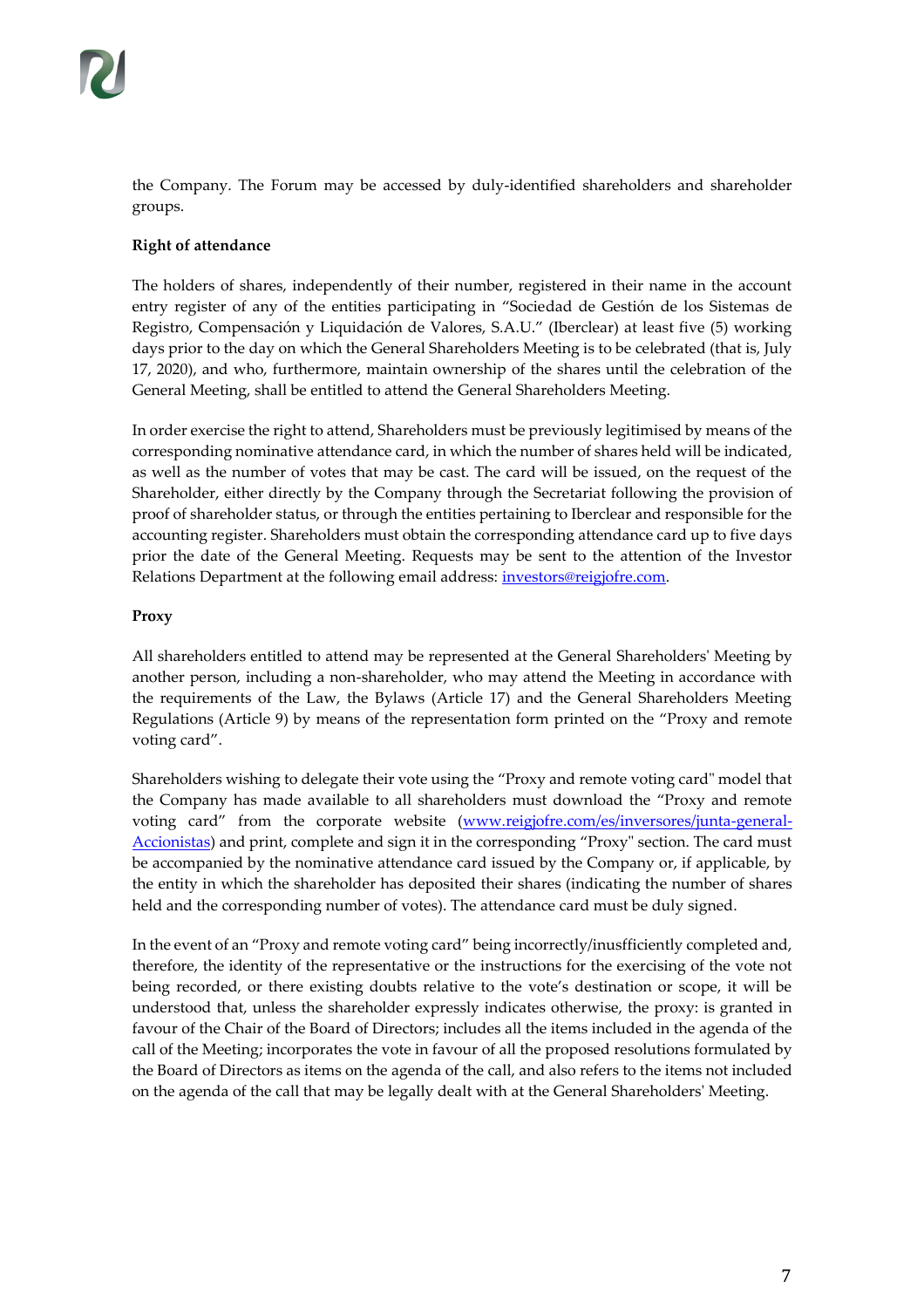the Company. The Forum may be accessed by duly-identified shareholders and shareholder groups.

**Right of attendance**

The holders of shares, independently of their number, registered in their name in the account entry register of any of the entities participating in "Sociedad de Gestión de los Sistemas de Registro, Compensación y Liquidación de Valores, S.A.U." (Iberclear) at least five (5) working days prior to the day on which the General Shareholders Meeting is to be celebrated (that is, July 17, 2020), and who, furthermore, maintain ownership of the shares until the celebration of the General Meeting, shall be entitled to attend the General Shareholders Meeting.

In order exercise the right to attend, Shareholders must be previously legitimised by means of the corresponding nominative attendance card, in which the number of shares held will be indicated, as well as the number of votes that may be cast. The card will be issued, on the request of the Shareholder, either directly by the Company through the Secretariat following the provision of proof of shareholder status, or through the entities pertaining to Iberclear and responsible for the accounting register. Shareholders must obtain the corresponding attendance card up to five days prior the date of the General Meeting. Requests may be sent to the attention of the Investor Relations Department at the following email address: [investors@reigjofre.com](mailto:investors@reigjofre.com).

**Proxy**

All shareholders entitled to attend may be represented at the General Shareholders' Meeting by another person, including a non-shareholder, who may attend the Meeting in accordance with the requirements of the Law, the Bylaws (Article 17) and the General Shareholders Meeting Regulations (Article 9) by means of the representation form printed on the "Proxy and remote voting card".

Shareholders wishing to delegate their vote using the "Proxy and remote voting card" model that the Company has made available to all shareholders must download the "Proxy and remote voting card" from the corporate website ([www.reigjofre.com/es/inversores/junta-general-Accionistas](www.reigjofre.com/es/inversores/junta-general-Accionistas)) and print, complete and sign it in the corresponding "Proxy" section. The card must be accompanied by the nominative attendance card issued by the Company or, if applicable, by the entity in which the shareholder has deposited their shares (indicating the number of shares held and the corresponding number of votes). The attendance card must be duly signed.

In the event of an "Proxy and remote voting card" being incorrectly/insufficiently completed and, therefore, the identity of the representative or the instructions for the exercising of the vote not being recorded, or there existing doubts relative to the vote's destination or scope, it will be understood that, unless the shareholder expressly indicates otherwise, the proxy: is granted in favour of the Chair of the Board of Directors; includes all the items included in the agenda of the call of the Meeting; incorporates the vote in favour of all the proposed resolutions formulated by the Board of Directors as items on the agenda of the call, and also refers to the items not included on the agenda of the call that may be legally dealt with at the General Shareholders' Meeting.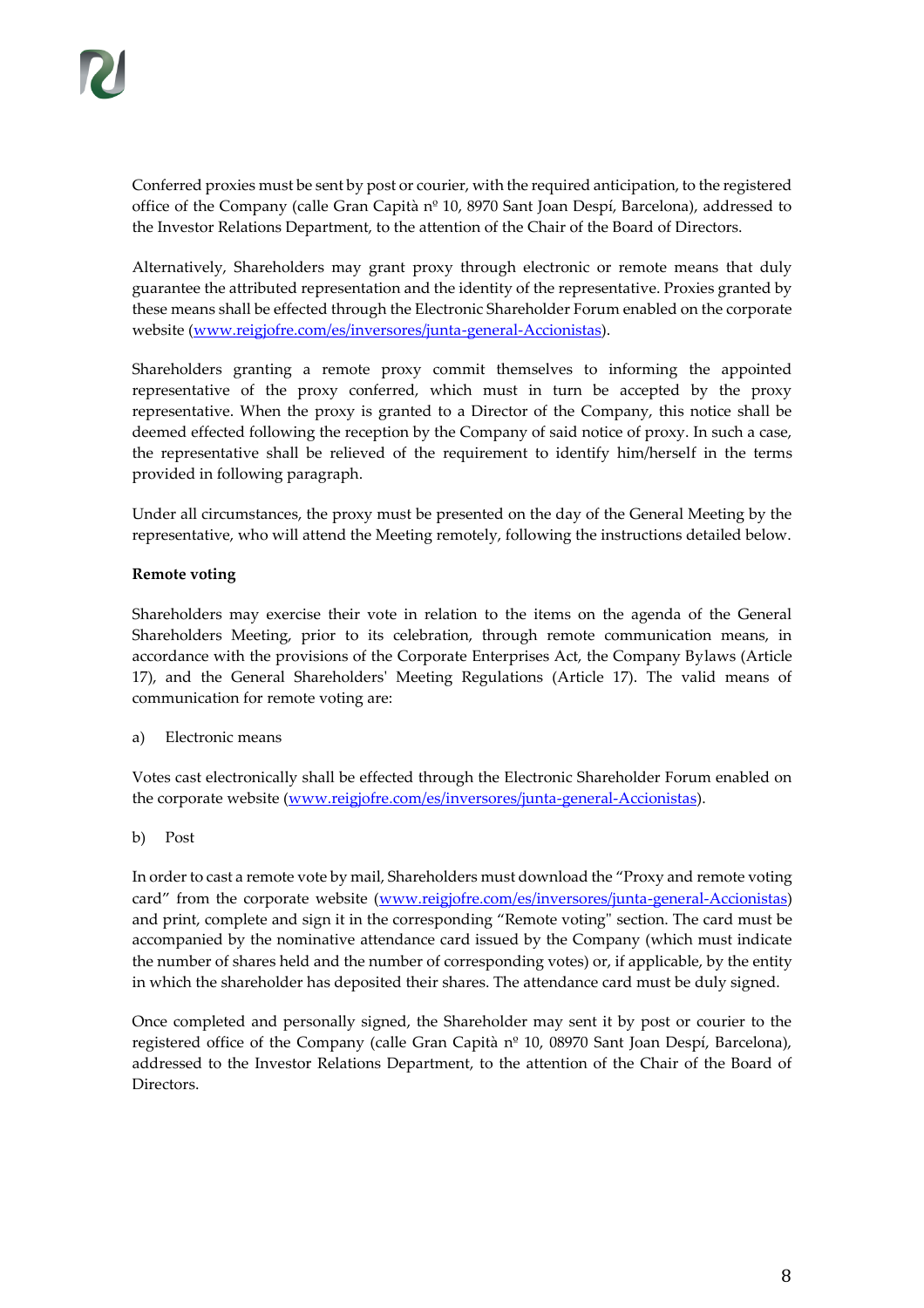Conferred proxies must be sent by post or courier, with the required anticipation, to the registered office of the Company (calle Gran Capità nº 10, 8970 Sant Joan Despí, Barcelona), addressed to the Investor Relations Department, to the attention of the Chair of the Board of Directors.

Alternatively, Shareholders may grant proxy through electronic or remote means that duly guarantee the attributed representation and the identity of the representative. Proxies granted by these means shall be effected through the Electronic Shareholder Forum enabled on the corporate website (www.reigjofre.com/es/inversores/junta-general-Accionistas).

Shareholders granting a remote proxy commit themselves to informing the appointed representative of the proxy conferred, which must in turn be accepted by the proxy representative. When the proxy is granted to a Director of the Company, this notice shall be deemed effected following the reception by the Company of said notice of proxy. In such a case, the representative shall be relieved of the requirement to identify him/herself in the terms provided in following paragraph.

Under all circumstances, the proxy must be presented on the day of the General Meeting by the representative, who will attend the Meeting remotely, following the instructions detailed below.

**Remote voting**

Shareholders may exercise their vote in relation to the items on the agenda of the General Shareholders Meeting, prior to its celebration, through remote communication means, in accordance with the provisions of the Corporate Enterprises Act, the Company Bylaws (Article 17), and the General Shareholders' Meeting Regulations (Article 17). The valid means of communication for remote voting are:

a) Electronic means

Votes cast electronically shall be effected through the Electronic Shareholder Forum enabled on the corporate website (www.reigjofre.com/es/inversores/junta-general-Accionistas).

b) Post

In order to cast a remote vote by mail, Shareholders must download the "Proxy and remote voting card" from the corporate website (www.reigjofre.com/es/inversores/junta-general-Accionistas) and print, complete and sign it in the corresponding "Remote voting" section. The card must be accompanied by the nominative attendance card issued by the Company (which must indicate the number of shares held and the number of corresponding votes) or, if applicable, by the entity in which the shareholder has deposited their shares. The attendance card must be duly signed.

Once completed and personally signed, the Shareholder may sent it by post or courier to the registered office of the Company (calle Gran Capità nº 10, 08970 Sant Joan Despí, Barcelona), addressed to the Investor Relations Department, to the attention of the Chair of the Board of Directors.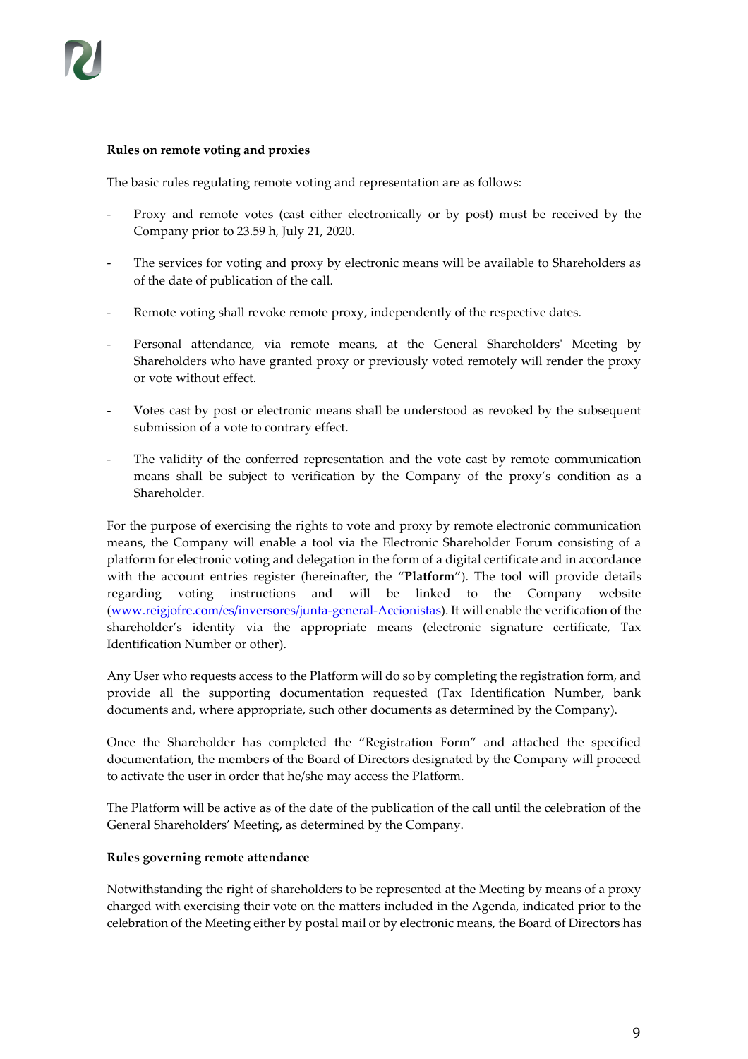**Rules on remote voting and proxies**

The basic rules regulating remote voting and representation are as follows:

- Proxy and remote votes (cast either electronically or by post) must be received by the Company prior to 23.59 h, July 21, 2020.
- The services for voting and proxy by electronic means will be available to Shareholders as of the date of publication of the call.
- Remote voting shall revoke remote proxy, independently of the respective dates.
- Personal attendance, via remote means, at the General Shareholders' Meeting by Shareholders who have granted proxy or previously voted remotely will render the proxy or vote without effect.
- Votes cast by post or electronic means shall be understood as revoked by the subsequent submission of a vote to contrary effect.
- The validity of the conferred representation and the vote cast by remote communication means shall be subject to verification by the Company of the proxy's condition as a Shareholder.

For the purpose of exercising the rights to vote and proxy by remote electronic communication means, the Company will enable a tool via the Electronic Shareholder Forum consisting of a platform for electronic voting and delegation in the form of a digital certificate and in accordance with the account entries register (hereinafter, the "**Platform**"). The tool will provide details regarding voting instructions and will be linked to the Company website (www.reigjofre.com/es/inversores/junta-general-Accionistas). It will enable the verification of the shareholder's identity via the appropriate means (electronic signature certificate, Tax Identification Number or other).

Any User who requests access to the Platform will do so by completing the registration form, and provide all the supporting documentation requested (Tax Identification Number, bank documents and, where appropriate, such other documents as determined by the Company).

Once the Shareholder has completed the "Registration Form" and attached the specified documentation, the members of the Board of Directors designated by the Company will proceed to activate the user in order that he/she may access the Platform.

The Platform will be active as of the date of the publication of the call until the celebration of the General Shareholders' Meeting, as determined by the Company.

**Rules governing remote attendance**

Notwithstanding the right of shareholders to be represented at the Meeting by means of a proxy charged with exercising their vote on the matters included in the Agenda, indicated prior to the celebration of the Meeting either by postal mail or by electronic means, the Board of Directors has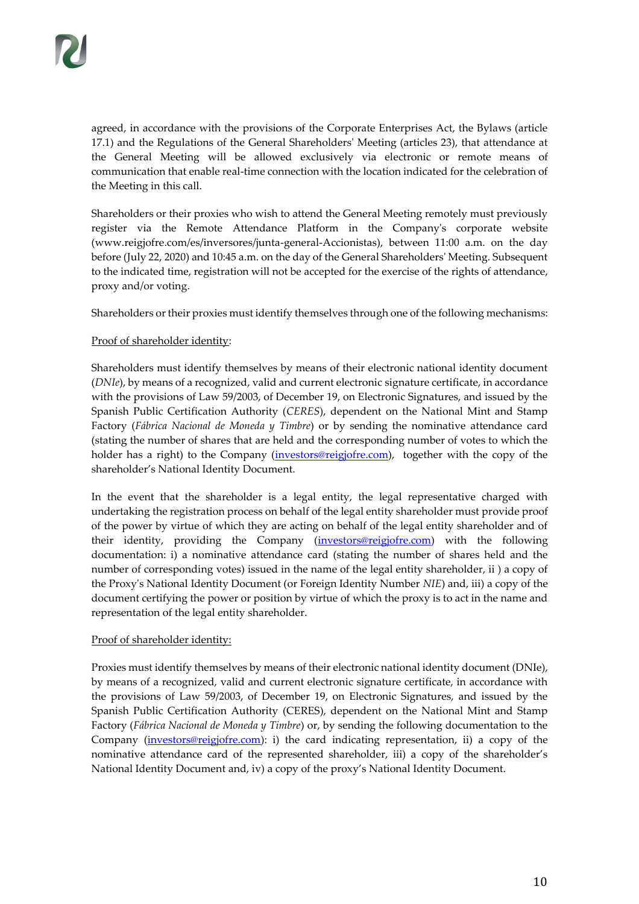agreed, in accordance with the provisions of the Corporate Enterprises Act, the Bylaws (article 17.1) and the Regulations of the General Shareholders' Meeting (articles 23), that attendance at the General Meeting will be allowed exclusively via electronic or remote means of communication that enable real-time connection with the location indicated for the celebration of the Meeting in this call.

Shareholders or their proxies who wish to attend the General Meeting remotely must previously register via the Remote Attendance Platform in the Company's corporate website (www.reigjofre.com/es/inversores/junta-general-Accionistas), between 11:00 a.m. on the day before (July 22, 2020) and 10:45 a.m. on the day of the General Shareholders' Meeting. Subsequent to the indicated time, registration will not be accepted for the exercise of the rights of attendance, proxy and/or voting.

Shareholders or their proxies must identify themselves through one of the following mechanisms:

Proof of shareholder identity:

Shareholders must identify themselves by means of their electronic national identity document (*DNIe*), by means of a recognized, valid and current electronic signature certificate, in accordance with the provisions of Law 59/2003, of December 19, on Electronic Signatures, and issued by the Spanish Public Certification Authority (*CERES*), dependent on the National Mint and Stamp Factory (*Fábrica Nacional de Moneda y Timbre*) or by sending the nominative attendance card (stating the number of shares that are held and the corresponding number of votes to which the holder has a right) to the Company (investors@reigjofre.com), together with the copy of the shareholder's National Identity Document.

In the event that the shareholder is a legal entity, the legal representative charged with undertaking the registration process on behalf of the legal entity shareholder must provide proof of the power by virtue of which they are acting on behalf of the legal entity shareholder and of their identity, providing the Company (investors@reigjofre.com) with the following documentation: i) a nominative attendance card (stating the number of shares held and the number of corresponding votes) issued in the name of the legal entity shareholder, ii ) a copy of the Proxy's National Identity Document (or Foreign Identity Number *NIE*) and, iii) a copy of the document certifying the power or position by virtue of which the proxy is to act in the name and representation of the legal entity shareholder.

Proof of shareholder identity:

Proxies must identify themselves by means of their electronic national identity document (DNIe), by means of a recognized, valid and current electronic signature certificate, in accordance with the provisions of Law 59/2003, of December 19, on Electronic Signatures, and issued by the Spanish Public Certification Authority (CERES), dependent on the National Mint and Stamp Factory (*Fábrica Nacional de Moneda y Timbre*) or, by sending the following documentation to the Company (investors@reigjofre.com): i) the card indicating representation, ii) a copy of the nominative attendance card of the represented shareholder, iii) a copy of the shareholder's National Identity Document and, iv) a copy of the proxy's National Identity Document.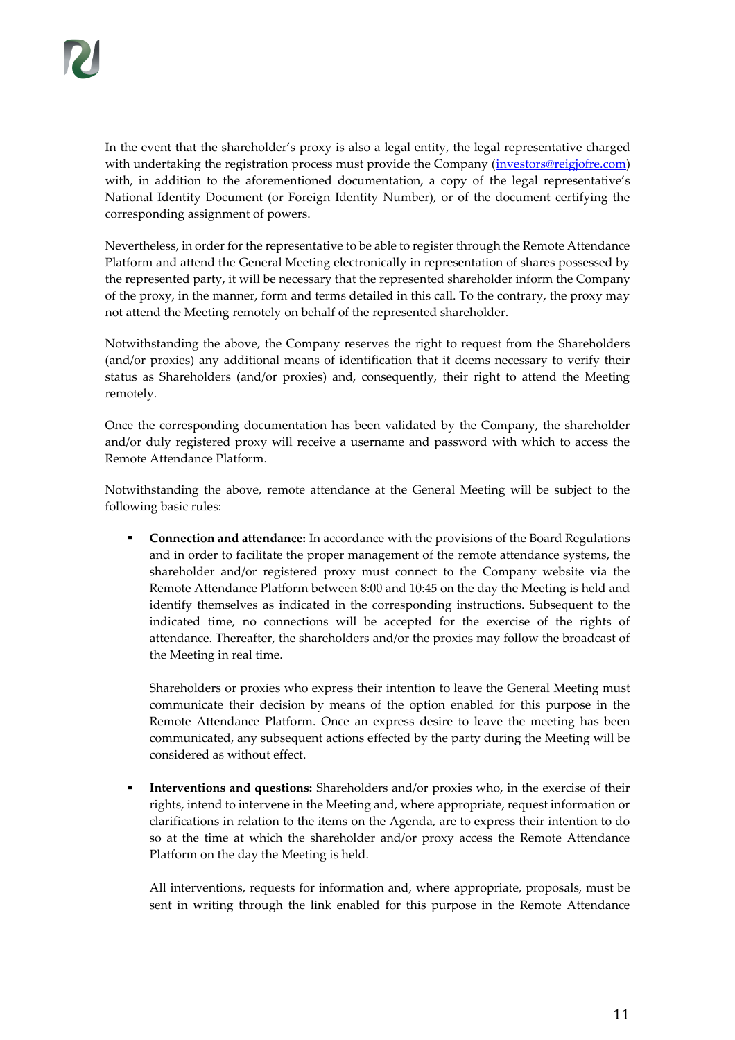In the event that the shareholder's proxy is also a legal entity, the legal representative charged with undertaking the registration process must provide the Company (investors@reigjofre.com) with, in addition to the aforementioned documentation, a copy of the legal representative's National Identity Document (or Foreign Identity Number), or of the document certifying the corresponding assignment of powers.

Nevertheless, in order for the representative to be able to register through the Remote Attendance Platform and attend the General Meeting electronically in representation of shares possessed by the represented party, it will be necessary that the represented shareholder inform the Company of the proxy, in the manner, form and terms detailed in this call. To the contrary, the proxy may not attend the Meeting remotely on behalf of the represented shareholder.

Notwithstanding the above, the Company reserves the right to request from the Shareholders (and/or proxies) any additional means of identification that it deems necessary to verify their status as Shareholders (and/or proxies) and, consequently, their right to attend the Meeting remotely.

Once the corresponding documentation has been validated by the Company, the shareholder and/or duly registered proxy will receive a username and password with which to access the Remote Attendance Platform.

Notwithstanding the above, remote attendance at the General Meeting will be subject to the following basic rules:

- **Connection and attendance:** In accordance with the provisions of the Board Regulations and in order to facilitate the proper management of the remote attendance systems, the shareholder and/or registered proxy must connect to the Company website via the Remote Attendance Platform between 8:00 and 10:45 on the day the Meeting is held and identify themselves as indicated in the corresponding instructions. Subsequent to the indicated time, no connections will be accepted for the exercise of the rights of attendance. Thereafter, the shareholders and/or the proxies may follow the broadcast of the Meeting in real time.

  Shareholders or proxies who express their intention to leave the General Meeting must communicate their decision by means of the option enabled for this purpose in the Remote Attendance Platform. Once an express desire to leave the meeting has been communicated, any subsequent actions effected by the party during the Meeting will be considered as without effect.

- **Interventions and questions:** Shareholders and/or proxies who, in the exercise of their rights, intend to intervene in the Meeting and, where appropriate, request information or clarifications in relation to the items on the Agenda, are to express their intention to do so at the time at which the shareholder and/or proxy access the Remote Attendance Platform on the day the Meeting is held.

  All interventions, requests for information and, where appropriate, proposals, must be sent in writing through the link enabled for this purpose in the Remote Attendance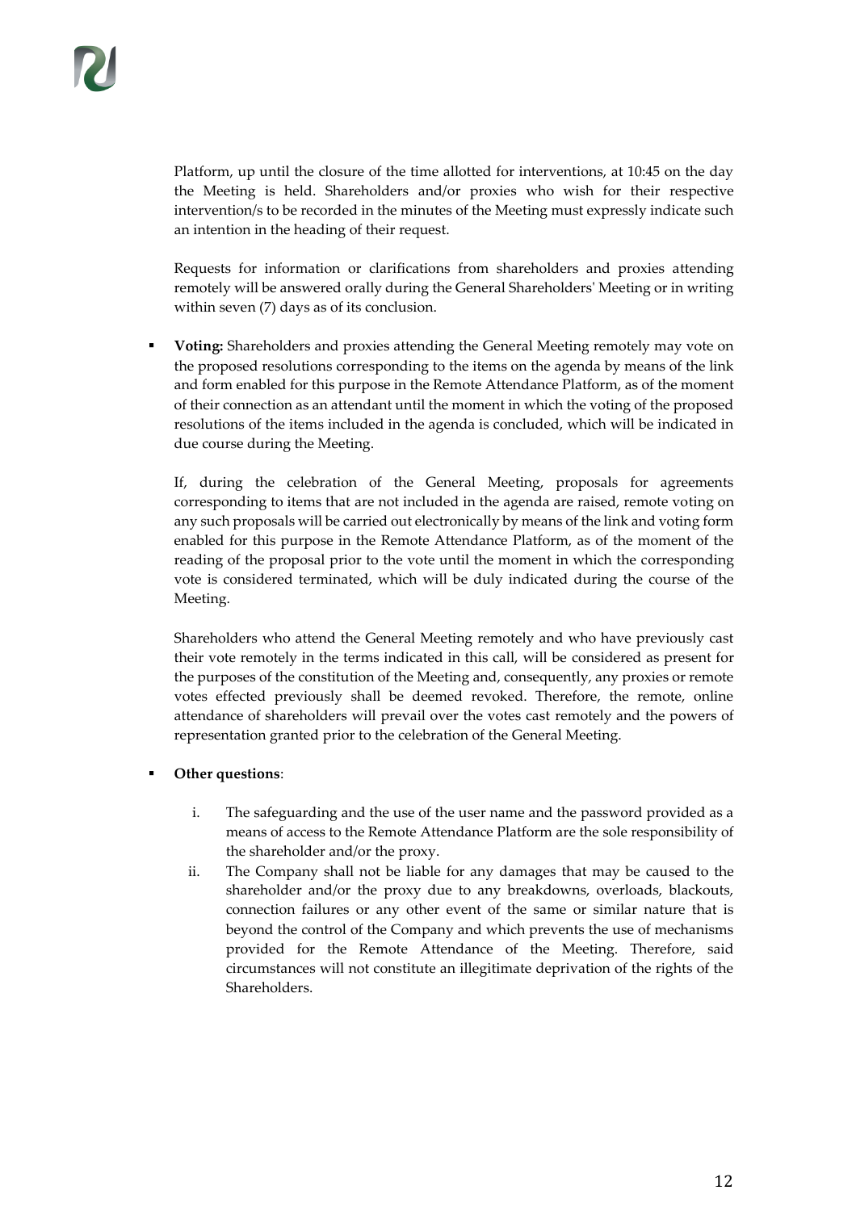Platform, up until the closure of the time allotted for interventions, at 10:45 on the day the Meeting is held. Shareholders and/or proxies who wish for their respective intervention/s to be recorded in the minutes of the Meeting must expressly indicate such an intention in the heading of their request.

Requests for information or clarifications from shareholders and proxies attending remotely will be answered orally during the General Shareholders' Meeting or in writing within seven (7) days as of its conclusion.

- **Voting:** Shareholders and proxies attending the General Meeting remotely may vote on the proposed resolutions corresponding to the items on the agenda by means of the link and form enabled for this purpose in the Remote Attendance Platform, as of the moment of their connection as an attendant until the moment in which the voting of the proposed resolutions of the items included in the agenda is concluded, which will be indicated in due course during the Meeting.

  If, during the celebration of the General Meeting, proposals for agreements corresponding to items that are not included in the agenda are raised, remote voting on any such proposals will be carried out electronically by means of the link and voting form enabled for this purpose in the Remote Attendance Platform, as of the moment of the reading of the proposal prior to the vote until the moment in which the corresponding vote is considered terminated, which will be duly indicated during the course of the Meeting.

  Shareholders who attend the General Meeting remotely and who have previously cast their vote remotely in the terms indicated in this call, will be considered as present for the purposes of the constitution of the Meeting and, consequently, any proxies or remote votes effected previously shall be deemed revoked. Therefore, the remote, online attendance of shareholders will prevail over the votes cast remotely and the powers of representation granted prior to the celebration of the General Meeting.

- **Other questions**:

  i. The safeguarding and the use of the user name and the password provided as a means of access to the Remote Attendance Platform are the sole responsibility of the shareholder and/or the proxy.

  ii. The Company shall not be liable for any damages that may be caused to the shareholder and/or the proxy due to any breakdowns, overloads, blackouts, connection failures or any other event of the same or similar nature that is beyond the control of the Company and which prevents the use of mechanisms provided for the Remote Attendance of the Meeting. Therefore, said circumstances will not constitute an illegitimate deprivation of the rights of the Shareholders.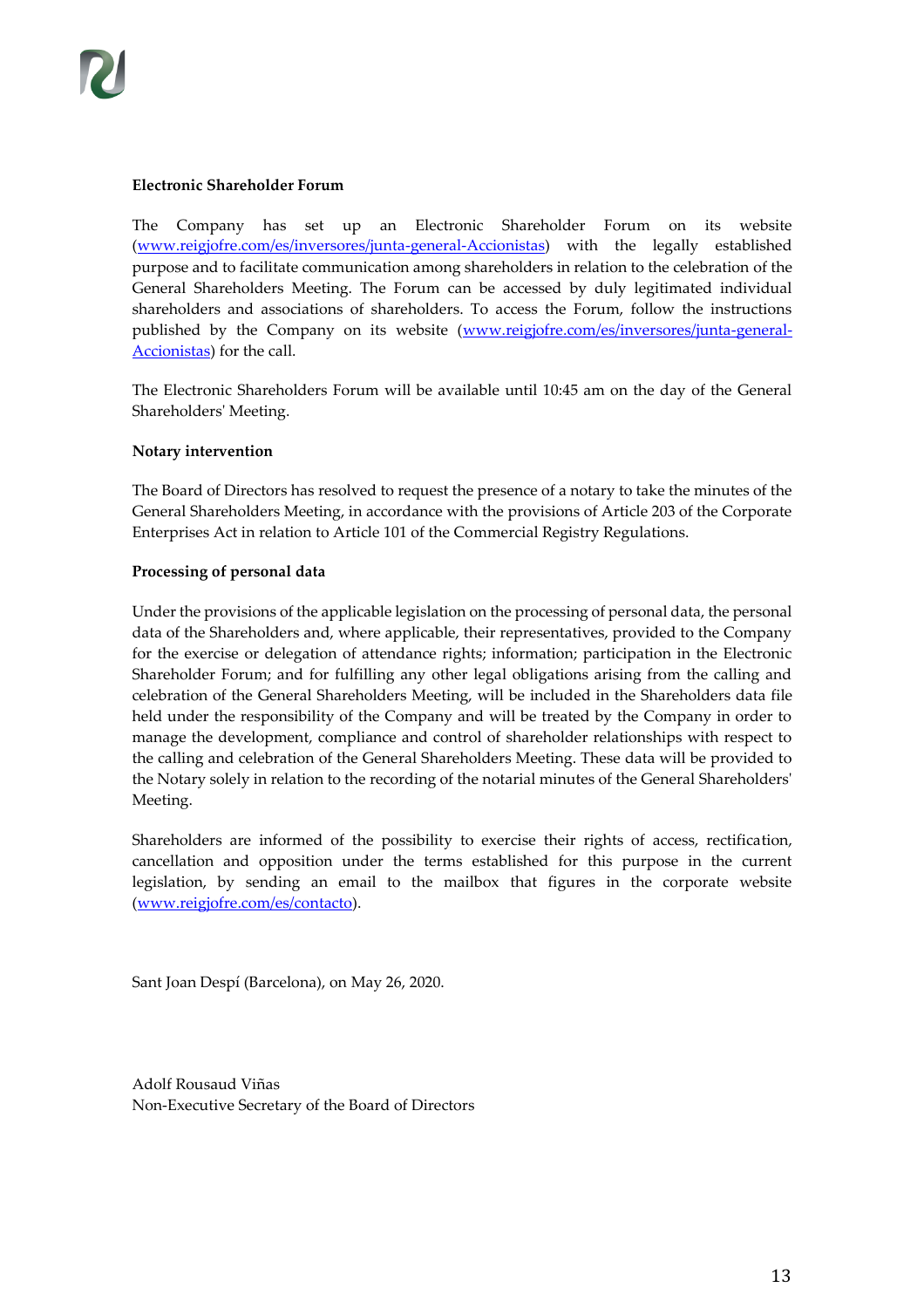**Electronic Shareholder Forum**

The Company has set up an Electronic Shareholder Forum on its website (www.reigjofre.com/es/inversores/junta-general-Accionistas) with the legally established purpose and to facilitate communication among shareholders in relation to the celebration of the General Shareholders Meeting. The Forum can be accessed by duly legitimated individual shareholders and associations of shareholders. To access the Forum, follow the instructions published by the Company on its website (www.reigjofre.com/es/inversores/junta-general-Accionistas) for the call.

The Electronic Shareholders Forum will be available until 10:45 am on the day of the General Shareholders' Meeting.

**Notary intervention**

The Board of Directors has resolved to request the presence of a notary to take the minutes of the General Shareholders Meeting, in accordance with the provisions of Article 203 of the Corporate Enterprises Act in relation to Article 101 of the Commercial Registry Regulations.

**Processing of personal data**

Under the provisions of the applicable legislation on the processing of personal data, the personal data of the Shareholders and, where applicable, their representatives, provided to the Company for the exercise or delegation of attendance rights; information; participation in the Electronic Shareholder Forum; and for fulfilling any other legal obligations arising from the calling and celebration of the General Shareholders Meeting, will be included in the Shareholders data file held under the responsibility of the Company and will be treated by the Company in order to manage the development, compliance and control of shareholder relationships with respect to the calling and celebration of the General Shareholders Meeting. These data will be provided to the Notary solely in relation to the recording of the notarial minutes of the General Shareholders' Meeting.

Shareholders are informed of the possibility to exercise their rights of access, rectification, cancellation and opposition under the terms established for this purpose in the current legislation, by sending an email to the mailbox that figures in the corporate website (www.reigjofre.com/es/contacto).

Sant Joan Despí (Barcelona), on May 26, 2020.

Adolf Rousaud Viñas
Non-Executive Secretary of the Board of Directors